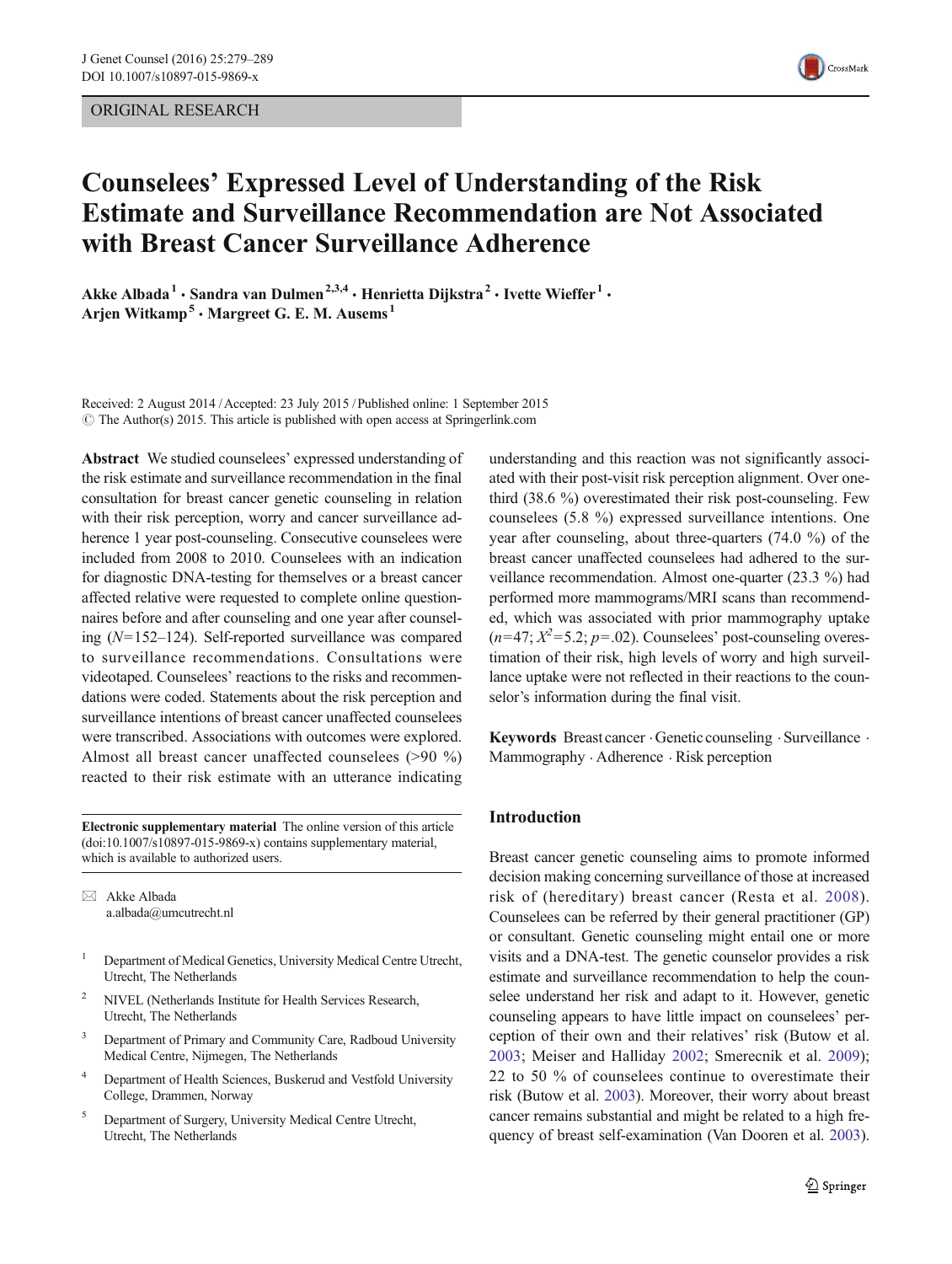ORIGINAL RESEARCH

# Counselees' Expressed Level of Understanding of the Risk Estimate and Surveillance Recommendation are Not Associated with Breast Cancer Surveillance Adherence

Akke Albada[1] · Sandra van Dulmen[2,3,4] · Henrietta Dijkstra[2] · Ivette Wieffer[1] · Arjen Witkamp[5] · Margreet G. E. M. Ausems[1]

Received: 2 August 2014 / Accepted: 23 July 2015 / Published online: 1 September 2015
© The Author(s) 2015. This article is published with open access at Springerlink.com

**Abstract** We studied counselees' expressed understanding of the risk estimate and surveillance recommendation in the final consultation for breast cancer genetic counseling in relation with their risk perception, worry and cancer surveillance adherence 1 year post-counseling. Consecutive counselees were included from 2008 to 2010. Counselees with an indication for diagnostic DNA-testing for themselves or a breast cancer affected relative were requested to complete online questionnaires before and after counseling and one year after counseling ($N$=152–124). Self-reported surveillance was compared to surveillance recommendations. Consultations were videotaped. Counselees' reactions to the risks and recommendations were coded. Statements about the risk perception and surveillance intentions of breast cancer unaffected counselees were transcribed. Associations with outcomes were explored. Almost all breast cancer unaffected counselees (>90 %) reacted to their risk estimate with an utterance indicating understanding and this reaction was not significantly associated with their post-visit risk perception alignment. Over one-third (38.6 %) overestimated their risk post-counseling. Few counselees (5.8 %) expressed surveillance intentions. One year after counseling, about three-quarters (74.0 %) of the breast cancer unaffected counselees had adhered to the surveillance recommendation. Almost one-quarter (23.3 %) had performed more mammograms/MRI scans than recommended, which was associated with prior mammography uptake ($n$=47; $X^2$=5.2; $p$=.02). Counselees' post-counseling overestimation of their risk, high levels of worry and high surveillance uptake were not reflected in their reactions to the counselor's information during the final visit.

**Keywords** Breast cancer · Genetic counseling · Surveillance · Mammography · Adherence · Risk perception

**Electronic supplementary material** The online version of this article (doi:10.1007/s10897-015-9869-x) contains supplementary material, which is available to authorized users.

✉ Akke Albada
a.albada@umcutrecht.nl

[1] Department of Medical Genetics, University Medical Centre Utrecht, Utrecht, The Netherlands

[2] NIVEL (Netherlands Institute for Health Services Research, Utrecht, The Netherlands

[3] Department of Primary and Community Care, Radboud University Medical Centre, Nijmegen, The Netherlands

[4] Department of Health Sciences, Buskerud and Vestfold University College, Drammen, Norway

[5] Department of Surgery, University Medical Centre Utrecht, Utrecht, The Netherlands

## Introduction

Breast cancer genetic counseling aims to promote informed decision making concerning surveillance of those at increased risk of (hereditary) breast cancer (Resta et al. 2008). Counselees can be referred by their general practitioner (GP) or consultant. Genetic counseling might entail one or more visits and a DNA-test. The genetic counselor provides a risk estimate and surveillance recommendation to help the counselee understand her risk and adapt to it. However, genetic counseling appears to have little impact on counselees' perception of their own and their relatives' risk (Butow et al. 2003; Meiser and Halliday 2002; Smerecnik et al. 2009); 22 to 50 % of counselees continue to overestimate their risk (Butow et al. 2003). Moreover, their worry about breast cancer remains substantial and might be related to a high frequency of breast self-examination (Van Dooren et al. 2003).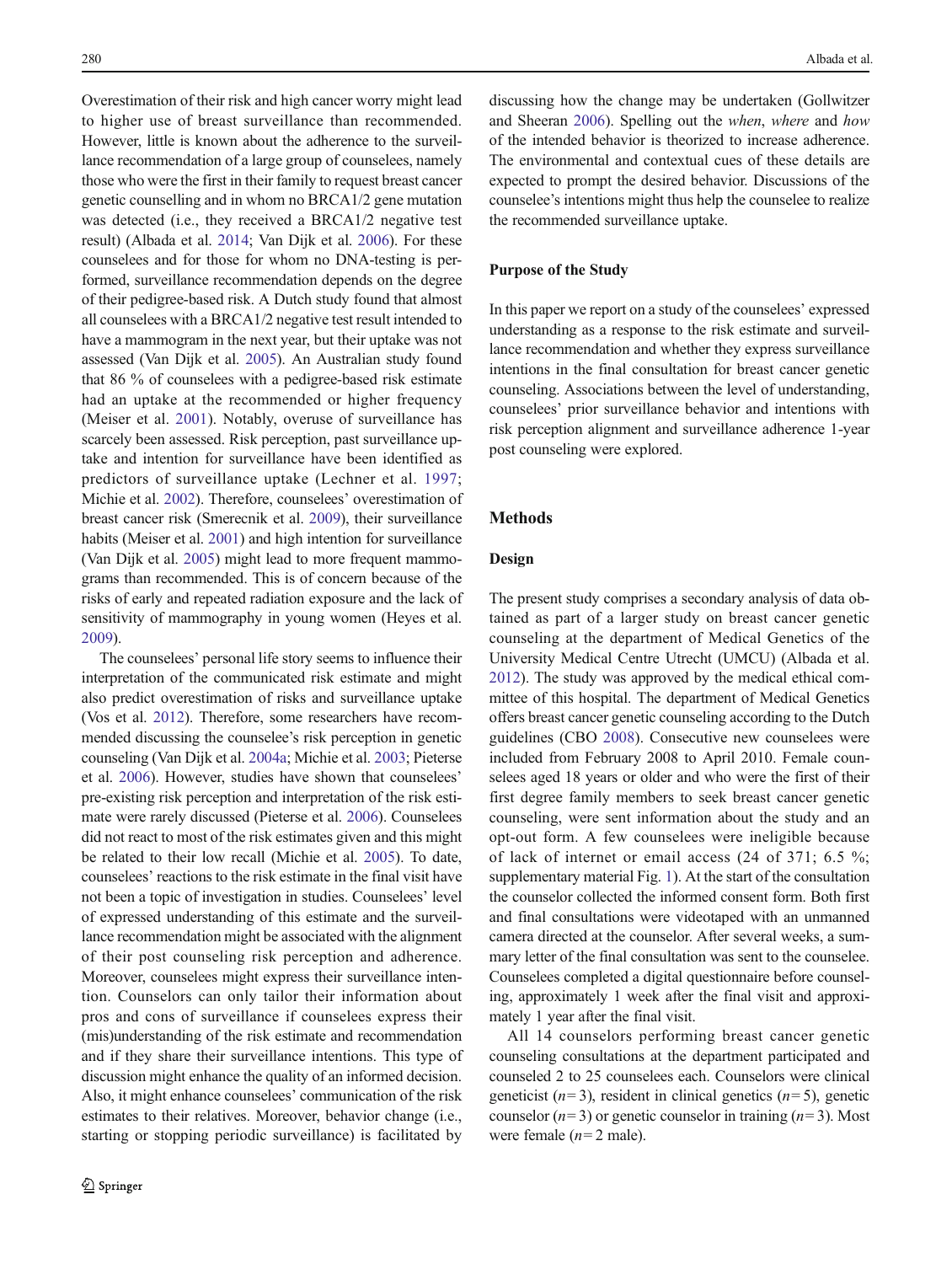Overestimation of their risk and high cancer worry might lead to higher use of breast surveillance than recommended. However, little is known about the adherence to the surveillance recommendation of a large group of counselees, namely those who were the first in their family to request breast cancer genetic counselling and in whom no BRCA1/2 gene mutation was detected (i.e., they received a BRCA1/2 negative test result) (Albada et al. 2014; Van Dijk et al. 2006). For these counselees and for those for whom no DNA-testing is performed, surveillance recommendation depends on the degree of their pedigree-based risk. A Dutch study found that almost all counselees with a BRCA1/2 negative test result intended to have a mammogram in the next year, but their uptake was not assessed (Van Dijk et al. 2005). An Australian study found that 86 % of counselees with a pedigree-based risk estimate had an uptake at the recommended or higher frequency (Meiser et al. 2001). Notably, overuse of surveillance has scarcely been assessed. Risk perception, past surveillance uptake and intention for surveillance have been identified as predictors of surveillance uptake (Lechner et al. 1997; Michie et al. 2002). Therefore, counselees' overestimation of breast cancer risk (Smerecnik et al. 2009), their surveillance habits (Meiser et al. 2001) and high intention for surveillance (Van Dijk et al. 2005) might lead to more frequent mammograms than recommended. This is of concern because of the risks of early and repeated radiation exposure and the lack of sensitivity of mammography in young women (Heyes et al. 2009).

The counselees' personal life story seems to influence their interpretation of the communicated risk estimate and might also predict overestimation of risks and surveillance uptake (Vos et al. 2012). Therefore, some researchers have recommended discussing the counselee's risk perception in genetic counseling (Van Dijk et al. 2004a; Michie et al. 2003; Pieterse et al. 2006). However, studies have shown that counselees' pre-existing risk perception and interpretation of the risk estimate were rarely discussed (Pieterse et al. 2006). Counselees did not react to most of the risk estimates given and this might be related to their low recall (Michie et al. 2005). To date, counselees' reactions to the risk estimate in the final visit have not been a topic of investigation in studies. Counselees' level of expressed understanding of this estimate and the surveillance recommendation might be associated with the alignment of their post counseling risk perception and adherence. Moreover, counselees might express their surveillance intention. Counselors can only tailor their information about pros and cons of surveillance if counselees express their (mis)understanding of the risk estimate and recommendation and if they share their surveillance intentions. This type of discussion might enhance the quality of an informed decision. Also, it might enhance counselees' communication of the risk estimates to their relatives. Moreover, behavior change (i.e., starting or stopping periodic surveillance) is facilitated by discussing how the change may be undertaken (Gollwitzer and Sheeran 2006). Spelling out the *when*, *where* and *how* of the intended behavior is theorized to increase adherence. The environmental and contextual cues of these details are expected to prompt the desired behavior. Discussions of the counselee's intentions might thus help the counselee to realize the recommended surveillance uptake.

### Purpose of the Study

In this paper we report on a study of the counselees' expressed understanding as a response to the risk estimate and surveillance recommendation and whether they express surveillance intentions in the final consultation for breast cancer genetic counseling. Associations between the level of understanding, counselees' prior surveillance behavior and intentions with risk perception alignment and surveillance adherence 1-year post counseling were explored.

## Methods

### Design

The present study comprises a secondary analysis of data obtained as part of a larger study on breast cancer genetic counseling at the department of Medical Genetics of the University Medical Centre Utrecht (UMCU) (Albada et al. 2012). The study was approved by the medical ethical committee of this hospital. The department of Medical Genetics offers breast cancer genetic counseling according to the Dutch guidelines (CBO 2008). Consecutive new counselees were included from February 2008 to April 2010. Female counselees aged 18 years or older and who were the first of their first degree family members to seek breast cancer genetic counseling, were sent information about the study and an opt-out form. A few counselees were ineligible because of lack of internet or email access (24 of 371; 6.5 %; supplementary material Fig. 1). At the start of the consultation the counselor collected the informed consent form. Both first and final consultations were videotaped with an unmanned camera directed at the counselor. After several weeks, a summary letter of the final consultation was sent to the counselee. Counselees completed a digital questionnaire before counseling, approximately 1 week after the final visit and approximately 1 year after the final visit.

All 14 counselors performing breast cancer genetic counseling consultations at the department participated and counseled 2 to 25 counselees each. Counselors were clinical geneticist ($n=3$), resident in clinical genetics ($n=5$), genetic counselor ($n=3$) or genetic counselor in training ($n=3$). Most were female ($n=2$ male).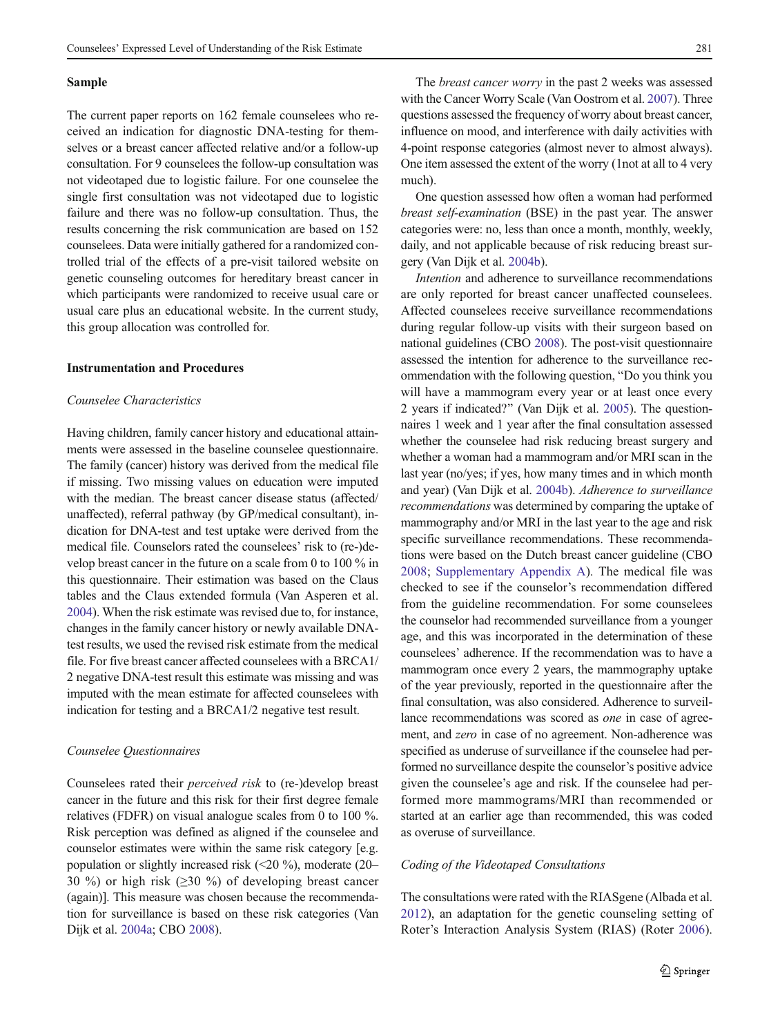### Sample

The current paper reports on 162 female counselees who received an indication for diagnostic DNA-testing for themselves or a breast cancer affected relative and/or a follow-up consultation. For 9 counselees the follow-up consultation was not videotaped due to logistic failure. For one counselee the single first consultation was not videotaped due to logistic failure and there was no follow-up consultation. Thus, the results concerning the risk communication are based on 152 counselees. Data were initially gathered for a randomized controlled trial of the effects of a pre-visit tailored website on genetic counseling outcomes for hereditary breast cancer in which participants were randomized to receive usual care or usual care plus an educational website. In the current study, this group allocation was controlled for.

### Instrumentation and Procedures

#### *Counselee Characteristics*

Having children, family cancer history and educational attainments were assessed in the baseline counselee questionnaire. The family (cancer) history was derived from the medical file if missing. Two missing values on education were imputed with the median. The breast cancer disease status (affected/unaffected), referral pathway (by GP/medical consultant), indication for DNA-test and test uptake were derived from the medical file. Counselors rated the counselees' risk to (re-)develop breast cancer in the future on a scale from 0 to 100 % in this questionnaire. Their estimation was based on the Claus tables and the Claus extended formula (Van Asperen et al. 2004). When the risk estimate was revised due to, for instance, changes in the family cancer history or newly available DNA-test results, we used the revised risk estimate from the medical file. For five breast cancer affected counselees with a BRCA1/2 negative DNA-test result this estimate was missing and was imputed with the mean estimate for affected counselees with indication for testing and a BRCA1/2 negative test result.

#### *Counselee Questionnaires*

Counselees rated their *perceived risk* to (re-)develop breast cancer in the future and this risk for their first degree female relatives (FDFR) on visual analogue scales from 0 to 100 %. Risk perception was defined as aligned if the counselee and counselor estimates were within the same risk category [e.g. population or slightly increased risk (<20 %), moderate (20–30 %) or high risk (≥30 %) of developing breast cancer (again)]. This measure was chosen because the recommendation for surveillance is based on these risk categories (Van Dijk et al. 2004a; CBO 2008).

The *breast cancer worry* in the past 2 weeks was assessed with the Cancer Worry Scale (Van Oostrom et al. 2007). Three questions assessed the frequency of worry about breast cancer, influence on mood, and interference with daily activities with 4-point response categories (almost never to almost always). One item assessed the extent of the worry (1not at all to 4 very much).

One question assessed how often a woman had performed *breast self-examination* (BSE) in the past year. The answer categories were: no, less than once a month, monthly, weekly, daily, and not applicable because of risk reducing breast surgery (Van Dijk et al. 2004b).

*Intention* and adherence to surveillance recommendations are only reported for breast cancer unaffected counselees. Affected counselees receive surveillance recommendations during regular follow-up visits with their surgeon based on national guidelines (CBO 2008). The post-visit questionnaire assessed the intention for adherence to the surveillance recommendation with the following question, "Do you think you will have a mammogram every year or at least once every 2 years if indicated?" (Van Dijk et al. 2005). The questionnaires 1 week and 1 year after the final consultation assessed whether the counselee had risk reducing breast surgery and whether a woman had a mammogram and/or MRI scan in the last year (no/yes; if yes, how many times and in which month and year) (Van Dijk et al. 2004b). *Adherence to surveillance recommendations* was determined by comparing the uptake of mammography and/or MRI in the last year to the age and risk specific surveillance recommendations. These recommendations were based on the Dutch breast cancer guideline (CBO 2008; Supplementary Appendix A). The medical file was checked to see if the counselor's recommendation differed from the guideline recommendation. For some counselees the counselor had recommended surveillance from a younger age, and this was incorporated in the determination of these counselees' adherence. If the recommendation was to have a mammogram once every 2 years, the mammography uptake of the year previously, reported in the questionnaire after the final consultation, was also considered. Adherence to surveillance recommendations was scored as *one* in case of agreement, and *zero* in case of no agreement. Non-adherence was specified as underuse of surveillance if the counselee had performed no surveillance despite the counselor's positive advice given the counselee's age and risk. If the counselee had performed more mammograms/MRI than recommended or started at an earlier age than recommended, this was coded as overuse of surveillance.

#### *Coding of the Videotaped Consultations*

The consultations were rated with the RIASgene (Albada et al. 2012), an adaptation for the genetic counseling setting of Roter's Interaction Analysis System (RIAS) (Roter 2006).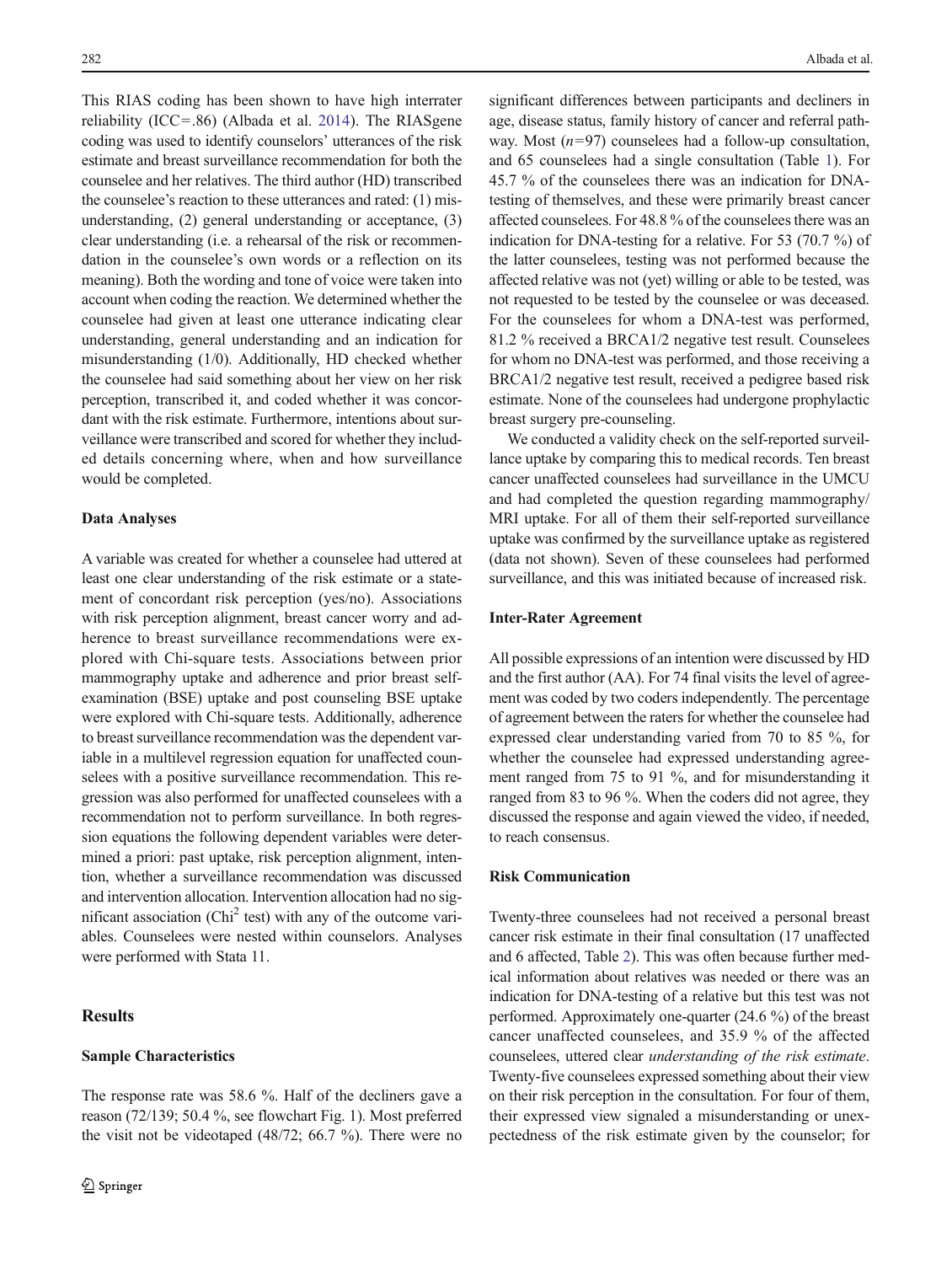This RIAS coding has been shown to have high interrater reliability (ICC=.86) (Albada et al. 2014). The RIASgene coding was used to identify counselors' utterances of the risk estimate and breast surveillance recommendation for both the counselee and her relatives. The third author (HD) transcribed the counselee's reaction to these utterances and rated: (1) misunderstanding, (2) general understanding or acceptance, (3) clear understanding (i.e. a rehearsal of the risk or recommendation in the counselee's own words or a reflection on its meaning). Both the wording and tone of voice were taken into account when coding the reaction. We determined whether the counselee had given at least one utterance indicating clear understanding, general understanding and an indication for misunderstanding (1/0). Additionally, HD checked whether the counselee had said something about her view on her risk perception, transcribed it, and coded whether it was concordant with the risk estimate. Furthermore, intentions about surveillance were transcribed and scored for whether they included details concerning where, when and how surveillance would be completed.

### Data Analyses

A variable was created for whether a counselee had uttered at least one clear understanding of the risk estimate or a statement of concordant risk perception (yes/no). Associations with risk perception alignment, breast cancer worry and adherence to breast surveillance recommendations were explored with Chi-square tests. Associations between prior mammography uptake and adherence and prior breast self-examination (BSE) uptake and post counseling BSE uptake were explored with Chi-square tests. Additionally, adherence to breast surveillance recommendation was the dependent variable in a multilevel regression equation for unaffected counselees with a positive surveillance recommendation. This regression was also performed for unaffected counselees with a recommendation not to perform surveillance. In both regression equations the following dependent variables were determined a priori: past uptake, risk perception alignment, intention, whether a surveillance recommendation was discussed and intervention allocation. Intervention allocation had no significant association ($Chi^2$ test) with any of the outcome variables. Counselees were nested within counselors. Analyses were performed with Stata 11.

## Results

### Sample Characteristics

The response rate was 58.6 %. Half of the decliners gave a reason (72/139; 50.4 %, see flowchart Fig. 1). Most preferred the visit not be videotaped (48/72; 66.7 %). There were no significant differences between participants and decliners in age, disease status, family history of cancer and referral pathway. Most ($n$=97) counselees had a follow-up consultation, and 65 counselees had a single consultation (Table 1). For 45.7 % of the counselees there was an indication for DNA-testing of themselves, and these were primarily breast cancer affected counselees. For 48.8 % of the counselees there was an indication for DNA-testing for a relative. For 53 (70.7 %) of the latter counselees, testing was not performed because the affected relative was not (yet) willing or able to be tested, was not requested to be tested by the counselee or was deceased. For the counselees for whom a DNA-test was performed, 81.2 % received a BRCA1/2 negative test result. Counselees for whom no DNA-test was performed, and those receiving a BRCA1/2 negative test result, received a pedigree based risk estimate. None of the counselees had undergone prophylactic breast surgery pre-counseling.

We conducted a validity check on the self-reported surveillance uptake by comparing this to medical records. Ten breast cancer unaffected counselees had surveillance in the UMCU and had completed the question regarding mammography/MRI uptake. For all of them their self-reported surveillance uptake was confirmed by the surveillance uptake as registered (data not shown). Seven of these counselees had performed surveillance, and this was initiated because of increased risk.

### Inter-Rater Agreement

All possible expressions of an intention were discussed by HD and the first author (AA). For 74 final visits the level of agreement was coded by two coders independently. The percentage of agreement between the raters for whether the counselee had expressed clear understanding varied from 70 to 85 %, for whether the counselee had expressed understanding agreement ranged from 75 to 91 %, and for misunderstanding it ranged from 83 to 96 %. When the coders did not agree, they discussed the response and again viewed the video, if needed, to reach consensus.

### Risk Communication

Twenty-three counselees had not received a personal breast cancer risk estimate in their final consultation (17 unaffected and 6 affected, Table 2). This was often because further medical information about relatives was needed or there was an indication for DNA-testing of a relative but this test was not performed. Approximately one-quarter (24.6 %) of the breast cancer unaffected counselees, and 35.9 % of the affected counselees, uttered clear *understanding of the risk estimate*. Twenty-five counselees expressed something about their view on their risk perception in the consultation. For four of them, their expressed view signaled a misunderstanding or unexpectedness of the risk estimate given by the counselor; for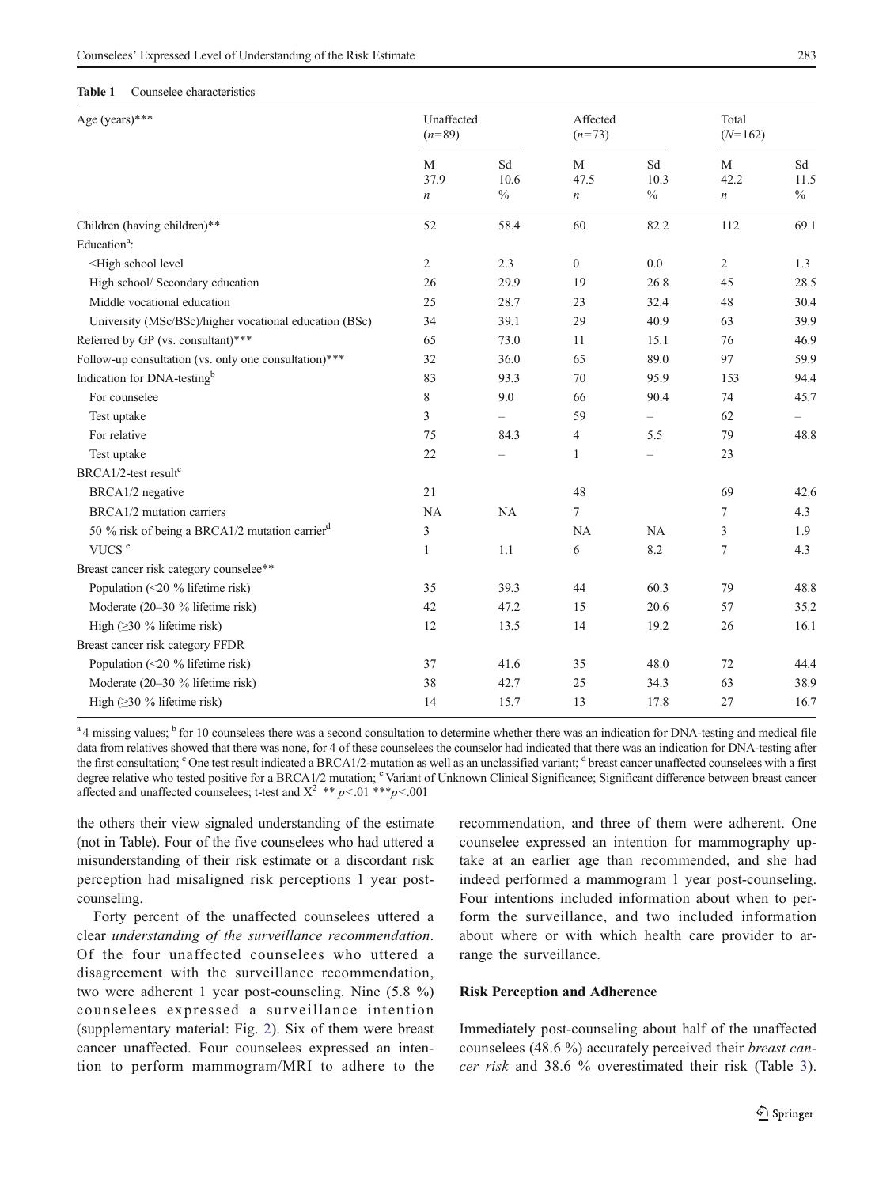**Table 1** Counselee characteristics

| Age (years)*** | Unaffected ($n$=89) | | Affected ($n$=73) | | Total ($N$=162) | |
|---|---|---|---|---|---|---|
| | M 37.9 $n$ | Sd 10.6 % | M 47.5 $n$ | Sd 10.3 % | M 42.2 $n$ | Sd 11.5 % |
| Children (having children)** | 52 | 58.4 | 60 | 82.2 | 112 | 69.1 |
| Education[a]: | | | | | | |
| <High school level | 2 | 2.3 | 0 | 0.0 | 2 | 1.3 |
| High school/ Secondary education | 26 | 29.9 | 19 | 26.8 | 45 | 28.5 |
| Middle vocational education | 25 | 28.7 | 23 | 32.4 | 48 | 30.4 |
| University (MSc/BSc)/higher vocational education (BSc) | 34 | 39.1 | 29 | 40.9 | 63 | 39.9 |
| Referred by GP (vs. consultant)*** | 65 | 73.0 | 11 | 15.1 | 76 | 46.9 |
| Follow-up consultation (vs. only one consultation)*** | 32 | 36.0 | 65 | 89.0 | 97 | 59.9 |
| Indication for DNA-testing[b] | 83 | 93.3 | 70 | 95.9 | 153 | 94.4 |
| For counselee | 8 | 9.0 | 66 | 90.4 | 74 | 45.7 |
| Test uptake | 3 | – | 59 | – | 62 | – |
| For relative | 75 | 84.3 | 4 | 5.5 | 79 | 48.8 |
| Test uptake | 22 | – | 1 | – | 23 | |
| BRCA1/2-test result[c] | | | | | | |
| BRCA1/2 negative | 21 | | 48 | | 69 | 42.6 |
| BRCA1/2 mutation carriers | NA | NA | 7 | | 7 | 4.3 |
| 50 % risk of being a BRCA1/2 mutation carrier[d] | 3 | | NA | NA | 3 | 1.9 |
| VUCS[e] | 1 | 1.1 | 6 | 8.2 | 7 | 4.3 |
| Breast cancer risk category counselee** | | | | | | |
| Population (<20 % lifetime risk) | 35 | 39.3 | 44 | 60.3 | 79 | 48.8 |
| Moderate (20–30 % lifetime risk) | 42 | 47.2 | 15 | 20.6 | 57 | 35.2 |
| High (≥30 % lifetime risk) | 12 | 13.5 | 14 | 19.2 | 26 | 16.1 |
| Breast cancer risk category FFDR | | | | | | |
| Population (<20 % lifetime risk) | 37 | 41.6 | 35 | 48.0 | 72 | 44.4 |
| Moderate (20–30 % lifetime risk) | 38 | 42.7 | 25 | 34.3 | 63 | 38.9 |
| High (≥30 % lifetime risk) | 14 | 15.7 | 13 | 17.8 | 27 | 16.7 |

[a] 4 missing values; [b] for 10 counselees there was a second consultation to determine whether there was an indication for DNA-testing and medical file data from relatives showed that there was none, for 4 of these counselees the counselor had indicated that there was an indication for DNA-testing after the first consultation; [c] One test result indicated a BRCA1/2-mutation as well as an unclassified variant; [d] breast cancer unaffected counselees with a first degree relative who tested positive for a BRCA1/2 mutation; [e] Variant of Unknown Clinical Significance; Significant difference between breast cancer affected and unaffected counselees; t-test and $X^2$ ** $p<.01$ *** $p<.001$

the others their view signaled understanding of the estimate (not in Table). Four of the five counselees who had uttered a misunderstanding of their risk estimate or a discordant risk perception had misaligned risk perceptions 1 year post-counseling.

Forty percent of the unaffected counselees uttered a clear *understanding of the surveillance recommendation*. Of the four unaffected counselees who uttered a disagreement with the surveillance recommendation, two were adherent 1 year post-counseling. Nine (5.8 %) counselees expressed a surveillance intention (supplementary material: Fig. 2). Six of them were breast cancer unaffected. Four counselees expressed an intention to perform mammogram/MRI to adhere to the recommendation, and three of them were adherent. One counselee expressed an intention for mammography uptake at an earlier age than recommended, and she had indeed performed a mammogram 1 year post-counseling. Four intentions included information about when to perform the surveillance, and two included information about where or with which health care provider to arrange the surveillance.

### Risk Perception and Adherence

Immediately post-counseling about half of the unaffected counselees (48.6 %) accurately perceived their *breast cancer risk* and 38.6 % overestimated their risk (Table 3).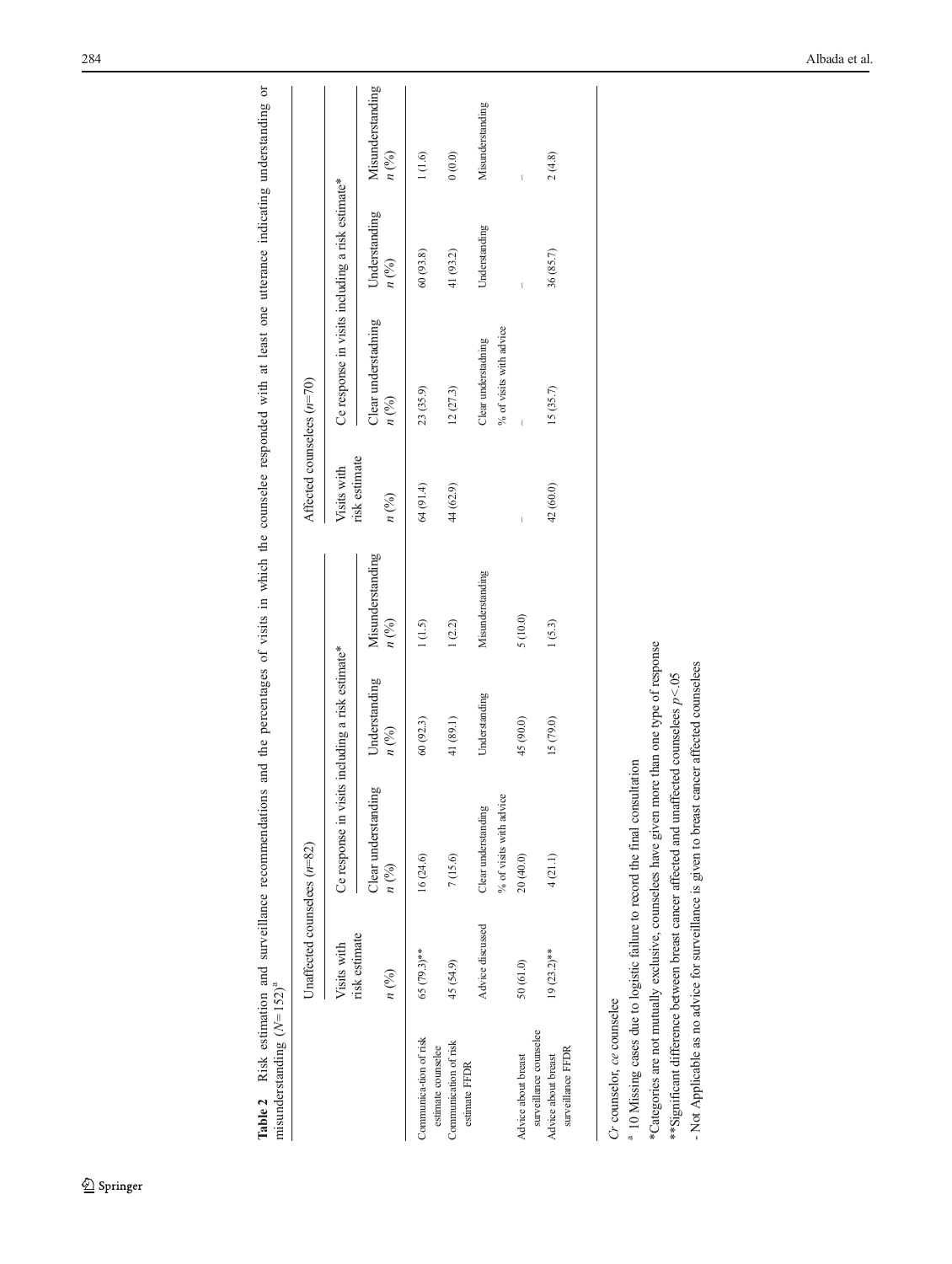**Table 2** Risk estimation and surveillance recommendations and the percentages of visits in which the counselee responded with at least one utterance indicating understanding or misunderstanding ($N$=152)[a]

| | Unaffected counselees ($n$=82) | | | | Affected counselees ($n$=70) | | | |
|---|---|---|---|---|---|---|---|---|
| | Visits with risk estimate | Ce response in visits including a risk estimate* | | | Visits with risk estimate | Ce response in visits including a risk estimate* | | |
| | $n$ (%) | Clear understanding $n$ (%) | Understanding $n$ (%) | Misunderstanding $n$ (%) | $n$ (%) | Clear understadning $n$ (%) | Understanding $n$ (%) | Misunderstanding $n$ (%) |
| Communica-tion of risk estimate counselee | 65 (79.3)** | 16 (24.6) | 60 (92.3) | 1 (1.5) | 64 (91.4) | 23 (35.9) | 60 (93.8) | 1 (1.6) |
| Communication of risk estimate FFDR | 45 (54.9) | 7 (15.6) | 41 (89.1) | 1 (2.2) | 44 (62.9) | 12 (27.3) | 41 (93.2) | 0 (0.0) |
| | Advice discussed | Clear understanding % of visits with advice | Understanding | Misunderstanding | | Clear understadning % of visits with advice | Understanding | Misunderstanding |
| Advice about breast surveillance counselee | 50 (61.0) | 20 (40.0) | 45 (90.0) | 5 (10.0) | - | - | - | - |
| Advice about breast surveillance FFDR | 19 (23.2)** | 4 (21.1) | 15 (79.0) | 1 (5.3) | 42 (60.0) | 15 (35.7) | 36 (85.7) | 2 (4.8) |

*Cr* counselor, *ce* counselee

[a] 10 Missing cases due to logistic failure to record the final consultation

*Categories are not mutually exclusive, counselees have given more than one type of response

**Significant difference between breast cancer affected and unaffected counselees $p<.05$

- Not Applicable as no advice for surveillance is given to breast cancer affected counselees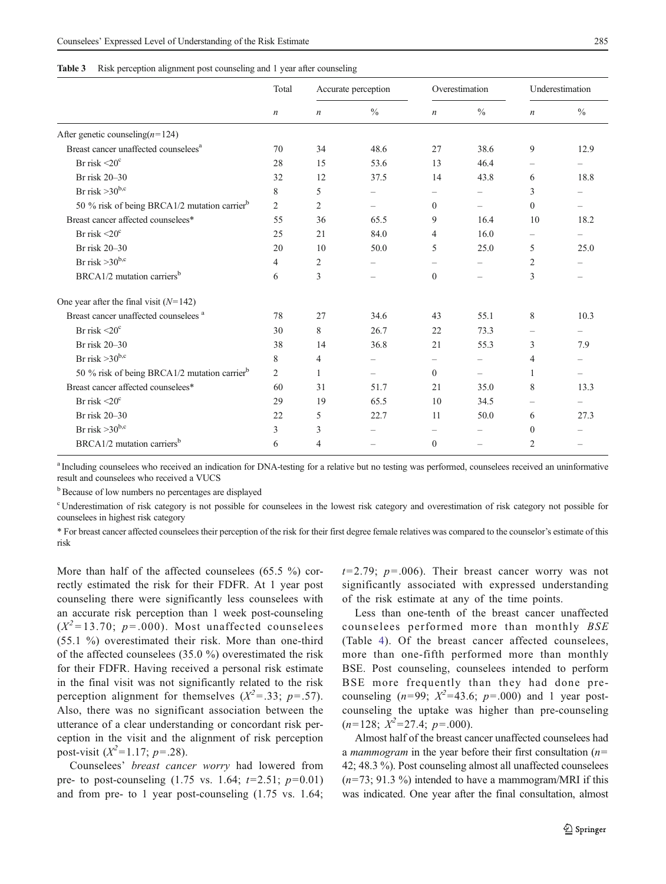**Table 3** Risk perception alignment post counseling and 1 year after counseling

| | Total | Accurate perception | | Overestimation | | Underestimation | |
|---|---|---|---|---|---|---|---|
| | *n* | *n* | % | *n* | % | *n* | % |
| After genetic counseling(*n*=124) | | | | | | | |
| Breast cancer unaffected counselees[a] | 70 | 34 | 48.6 | 27 | 38.6 | 9 | 12.9 |
| Br risk <20[c] | 28 | 15 | 53.6 | 13 | 46.4 | – | – |
| Br risk 20–30 | 32 | 12 | 37.5 | 14 | 43.8 | 6 | 18.8 |
| Br risk >30[b,c] | 8 | 5 | – | – | – | 3 | – |
| 50 % risk of being BRCA1/2 mutation carrier[b] | 2 | 2 | – | 0 | – | 0 | – |
| Breast cancer affected counselees* | 55 | 36 | 65.5 | 9 | 16.4 | 10 | 18.2 |
| Br risk <20[c] | 25 | 21 | 84.0 | 4 | 16.0 | – | – |
| Br risk 20–30 | 20 | 10 | 50.0 | 5 | 25.0 | 5 | 25.0 |
| Br risk >30[b,c] | 4 | 2 | – | – | – | 2 | – |
| BRCA1/2 mutation carriers[b] | 6 | 3 | – | 0 | – | 3 | – |
| One year after the final visit (*N*=142) | | | | | | | |
| Breast cancer unaffected counselees [a] | 78 | 27 | 34.6 | 43 | 55.1 | 8 | 10.3 |
| Br risk <20[c] | 30 | 8 | 26.7 | 22 | 73.3 | – | – |
| Br risk 20–30 | 38 | 14 | 36.8 | 21 | 55.3 | 3 | 7.9 |
| Br risk >30[b,c] | 8 | 4 | – | – | – | 4 | – |
| 50 % risk of being BRCA1/2 mutation carrier[b] | 2 | 1 | – | 0 | – | 1 | – |
| Breast cancer affected counselees* | 60 | 31 | 51.7 | 21 | 35.0 | 8 | 13.3 |
| Br risk <20[c] | 29 | 19 | 65.5 | 10 | 34.5 | – | – |
| Br risk 20–30 | 22 | 5 | 22.7 | 11 | 50.0 | 6 | 27.3 |
| Br risk >30[b,c] | 3 | 3 | – | – | – | 0 | – |
| BRCA1/2 mutation carriers[b] | 6 | 4 | – | 0 | – | 2 | – |

[a] Including counselees who received an indication for DNA-testing for a relative but no testing was performed, counselees received an uninformative result and counselees who received a VUCS

[b] Because of low numbers no percentages are displayed

[c] Underestimation of risk category is not possible for counselees in the lowest risk category and overestimation of risk category not possible for counselees in highest risk category

\* For breast cancer affected counselees their perception of the risk for their first degree female relatives was compared to the counselor's estimate of this risk

More than half of the affected counselees (65.5 %) correctly estimated the risk for their FDFR. At 1 year post counseling there were significantly less counselees with an accurate risk perception than 1 week post-counseling ($X^2$=13.70; $p$=.000). Most unaffected counselees (55.1 %) overestimated their risk. More than one-third of the affected counselees (35.0 %) overestimated the risk for their FDFR. Having received a personal risk estimate in the final visit was not significantly related to the risk perception alignment for themselves ($X^2$=.33; $p$=.57). Also, there was no significant association between the utterance of a clear understanding or concordant risk perception in the visit and the alignment of risk perception post-visit ($X^2$=1.17; $p$=.28).

Counselees' *breast cancer worry* had lowered from pre- to post-counseling (1.75 vs. 1.64; $t$=2.51; $p$=0.01) and from pre- to 1 year post-counseling (1.75 vs. 1.64; $t$=2.79; $p$=.006). Their breast cancer worry was not significantly associated with expressed understanding of the risk estimate at any of the time points.

Less than one-tenth of the breast cancer unaffected counselees performed more than monthly *BSE* (Table 4). Of the breast cancer affected counselees, more than one-fifth performed more than monthly BSE. Post counseling, counselees intended to perform BSE more frequently than they had done pre-counseling ($n$=99; $X^2$=43.6; $p$=.000) and 1 year post-counseling the uptake was higher than pre-counseling ($n$=128; $X^2$=27.4; $p$=.000).

Almost half of the breast cancer unaffected counselees had a *mammogram* in the year before their first consultation ($n$= 42; 48.3 %). Post counseling almost all unaffected counselees ($n$=73; 91.3 %) intended to have a mammogram/MRI if this was indicated. One year after the final consultation, almost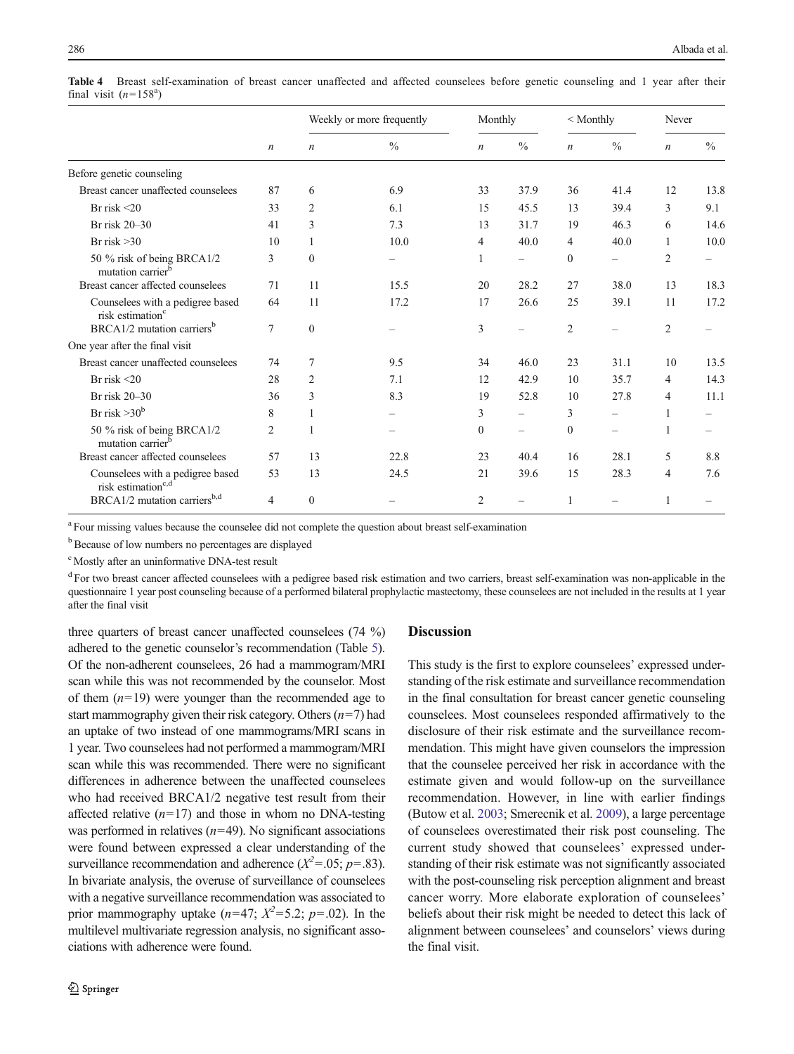**Table 4** Breast self-examination of breast cancer unaffected and affected counselees before genetic counseling and 1 year after their final visit ($n$=158[a])

| | | Weekly or more frequently | | Monthly | | < Monthly | | Never | |
|---|---|---|---|---|---|---|---|---|---|
| | $n$ | $n$ | % | $n$ | % | $n$ | % | $n$ | % |
| Before genetic counseling | | | | | | | | | |
| Breast cancer unaffected counselees | 87 | 6 | 6.9 | 33 | 37.9 | 36 | 41.4 | 12 | 13.8 |
| Br risk <20 | 33 | 2 | 6.1 | 15 | 45.5 | 13 | 39.4 | 3 | 9.1 |
| Br risk 20–30 | 41 | 3 | 7.3 | 13 | 31.7 | 19 | 46.3 | 6 | 14.6 |
| Br risk >30 | 10 | 1 | 10.0 | 4 | 40.0 | 4 | 40.0 | 1 | 10.0 |
| 50 % risk of being BRCA1/2 mutation carrier[b] | 3 | 0 | – | 1 | – | 0 | – | 2 | – |
| Breast cancer affected counselees | 71 | 11 | 15.5 | 20 | 28.2 | 27 | 38.0 | 13 | 18.3 |
| Counselees with a pedigree based risk estimation[c] | 64 | 11 | 17.2 | 17 | 26.6 | 25 | 39.1 | 11 | 17.2 |
| BRCA1/2 mutation carriers[b] | 7 | 0 | – | 3 | – | 2 | – | 2 | – |
| One year after the final visit | | | | | | | | | |
| Breast cancer unaffected counselees | 74 | 7 | 9.5 | 34 | 46.0 | 23 | 31.1 | 10 | 13.5 |
| Br risk <20 | 28 | 2 | 7.1 | 12 | 42.9 | 10 | 35.7 | 4 | 14.3 |
| Br risk 20–30 | 36 | 3 | 8.3 | 19 | 52.8 | 10 | 27.8 | 4 | 11.1 |
| Br risk >30[b] | 8 | 1 | – | 3 | – | 3 | – | 1 | – |
| 50 % risk of being BRCA1/2 mutation carrier[b] | 2 | 1 | – | 0 | – | 0 | – | 1 | – |
| Breast cancer affected counselees | 57 | 13 | 22.8 | 23 | 40.4 | 16 | 28.1 | 5 | 8.8 |
| Counselees with a pedigree based risk estimation[c,d] | 53 | 13 | 24.5 | 21 | 39.6 | 15 | 28.3 | 4 | 7.6 |
| BRCA1/2 mutation carriers[b,d] | 4 | 0 | – | 2 | – | 1 | – | 1 | – |

[a] Four missing values because the counselee did not complete the question about breast self-examination

[b] Because of low numbers no percentages are displayed

[c] Mostly after an uninformative DNA-test result

[d] For two breast cancer affected counselees with a pedigree based risk estimation and two carriers, breast self-examination was non-applicable in the questionnaire 1 year post counseling because of a performed bilateral prophylactic mastectomy, these counselees are not included in the results at 1 year after the final visit

three quarters of breast cancer unaffected counselees (74 %) adhered to the genetic counselor's recommendation (Table 5). Of the non-adherent counselees, 26 had a mammogram/MRI scan while this was not recommended by the counselor. Most of them ($n$=19) were younger than the recommended age to start mammography given their risk category. Others ($n$=7) had an uptake of two instead of one mammograms/MRI scans in 1 year. Two counselees had not performed a mammogram/MRI scan while this was recommended. There were no significant differences in adherence between the unaffected counselees who had received BRCA1/2 negative test result from their affected relative ($n$=17) and those in whom no DNA-testing was performed in relatives ($n$=49). No significant associations were found between expressed a clear understanding of the surveillance recommendation and adherence ($X^2$=.05; $p$=.83). In bivariate analysis, the overuse of surveillance of counselees with a negative surveillance recommendation was associated to prior mammography uptake ($n$=47; $X^2$=5.2; $p$=.02). In the multilevel multivariate regression analysis, no significant associations with adherence were found.

## Discussion

This study is the first to explore counselees' expressed understanding of the risk estimate and surveillance recommendation in the final consultation for breast cancer genetic counseling counselees. Most counselees responded affirmatively to the disclosure of their risk estimate and the surveillance recommendation. This might have given counselors the impression that the counselee perceived her risk in accordance with the estimate given and would follow-up on the surveillance recommendation. However, in line with earlier findings (Butow et al. 2003; Smerecnik et al. 2009), a large percentage of counselees overestimated their risk post counseling. The current study showed that counselees' expressed understanding of their risk estimate was not significantly associated with the post-counseling risk perception alignment and breast cancer worry. More elaborate exploration of counselees' beliefs about their risk might be needed to detect this lack of alignment between counselees' and counselors' views during the final visit.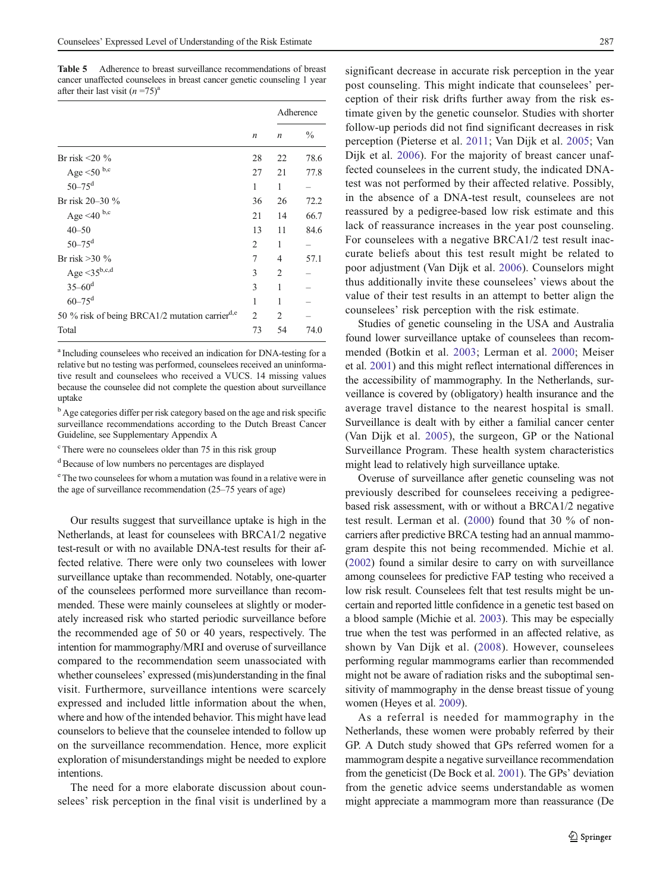**Table 5** Adherence to breast surveillance recommendations of breast cancer unaffected counselees in breast cancer genetic counseling 1 year after their last visit ($n$ =75)[a]

| | | Adherence | |
|---|---|---|---|
| | $n$ | $n$ | % |
| Br risk <20 % | 28 | 22 | 78.6 |
| Age <50 [b,c] | 27 | 21 | 77.8 |
| 50–75[d] | 1 | 1 | – |
| Br risk 20–30 % | 36 | 26 | 72.2 |
| Age <40 [b,c] | 21 | 14 | 66.7 |
| 40–50 | 13 | 11 | 84.6 |
| 50–75[d] | 2 | 1 | – |
| Br risk >30 % | 7 | 4 | 57.1 |
| Age <35[b,c,d] | 3 | 2 | – |
| 35–60[d] | 3 | 1 | – |
| 60–75[d] | 1 | 1 | – |
| 50 % risk of being BRCA1/2 mutation carrier[d,e] | 2 | 2 | – |
| Total | 73 | 54 | 74.0 |

[a] Including counselees who received an indication for DNA-testing for a relative but no testing was performed, counselees received an uninformative result and counselees who received a VUCS. 14 missing values because the counselee did not complete the question about surveillance uptake

[b] Age categories differ per risk category based on the age and risk specific surveillance recommendations according to the Dutch Breast Cancer Guideline, see Supplementary Appendix A

[c] There were no counselees older than 75 in this risk group

[d] Because of low numbers no percentages are displayed

[e] The two counselees for whom a mutation was found in a relative were in the age of surveillance recommendation (25–75 years of age)

Our results suggest that surveillance uptake is high in the Netherlands, at least for counselees with BRCA1/2 negative test-result or with no available DNA-test results for their affected relative. There were only two counselees with lower surveillance uptake than recommended. Notably, one-quarter of the counselees performed more surveillance than recommended. These were mainly counselees at slightly or moderately increased risk who started periodic surveillance before the recommended age of 50 or 40 years, respectively. The intention for mammography/MRI and overuse of surveillance compared to the recommendation seem unassociated with whether counselees' expressed (mis)understanding in the final visit. Furthermore, surveillance intentions were scarcely expressed and included little information about the when, where and how of the intended behavior. This might have lead counselors to believe that the counselee intended to follow up on the surveillance recommendation. Hence, more explicit exploration of misunderstandings might be needed to explore intentions.

The need for a more elaborate discussion about counselees' risk perception in the final visit is underlined by a significant decrease in accurate risk perception in the year post counseling. This might indicate that counselees' perception of their risk drifts further away from the risk estimate given by the genetic counselor. Studies with shorter follow-up periods did not find significant decreases in risk perception (Pieterse et al. 2011; Van Dijk et al. 2005; Van Dijk et al. 2006). For the majority of breast cancer unaffected counselees in the current study, the indicated DNA-test was not performed by their affected relative. Possibly, in the absence of a DNA-test result, counselees are not reassured by a pedigree-based low risk estimate and this lack of reassurance increases in the year post counseling. For counselees with a negative BRCA1/2 test result inaccurate beliefs about this test result might be related to poor adjustment (Van Dijk et al. 2006). Counselors might thus additionally invite these counselees' views about the value of their test results in an attempt to better align the counselees' risk perception with the risk estimate.

Studies of genetic counseling in the USA and Australia found lower surveillance uptake of counselees than recommended (Botkin et al. 2003; Lerman et al. 2000; Meiser et al. 2001) and this might reflect international differences in the accessibility of mammography. In the Netherlands, surveillance is covered by (obligatory) health insurance and the average travel distance to the nearest hospital is small. Surveillance is dealt with by either a familial cancer center (Van Dijk et al. 2005), the surgeon, GP or the National Surveillance Program. These health system characteristics might lead to relatively high surveillance uptake.

Overuse of surveillance after genetic counseling was not previously described for counselees receiving a pedigree-based risk assessment, with or without a BRCA1/2 negative test result. Lerman et al. (2000) found that 30 % of non-carriers after predictive BRCA testing had an annual mammogram despite this not being recommended. Michie et al. (2002) found a similar desire to carry on with surveillance among counselees for predictive FAP testing who received a low risk result. Counselees felt that test results might be uncertain and reported little confidence in a genetic test based on a blood sample (Michie et al. 2003). This may be especially true when the test was performed in an affected relative, as shown by Van Dijk et al. (2008). However, counselees performing regular mammograms earlier than recommended might not be aware of radiation risks and the suboptimal sensitivity of mammography in the dense breast tissue of young women (Heyes et al. 2009).

As a referral is needed for mammography in the Netherlands, these women were probably referred by their GP. A Dutch study showed that GPs referred women for a mammogram despite a negative surveillance recommendation from the geneticist (De Bock et al. 2001). The GPs' deviation from the genetic advice seems understandable as women might appreciate a mammogram more than reassurance (De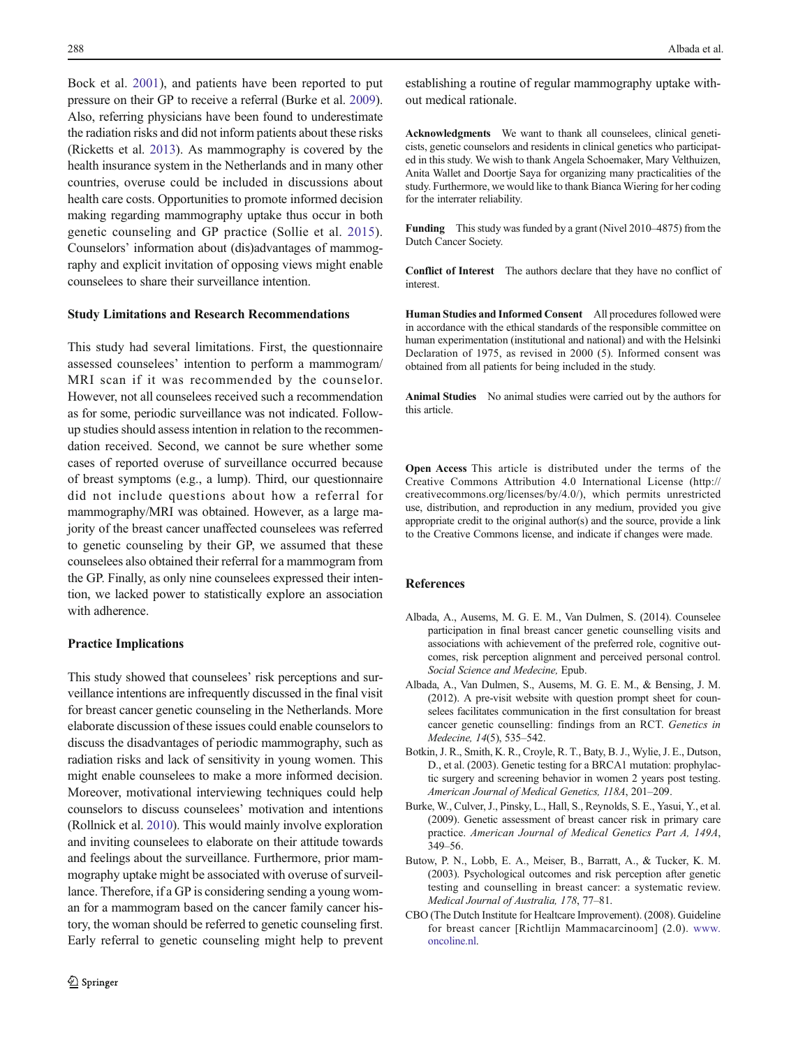Bock et al. 2001), and patients have been reported to put pressure on their GP to receive a referral (Burke et al. 2009). Also, referring physicians have been found to underestimate the radiation risks and did not inform patients about these risks (Ricketts et al. 2013). As mammography is covered by the health insurance system in the Netherlands and in many other countries, overuse could be included in discussions about health care costs. Opportunities to promote informed decision making regarding mammography uptake thus occur in both genetic counseling and GP practice (Sollie et al. 2015). Counselors' information about (dis)advantages of mammography and explicit invitation of opposing views might enable counselees to share their surveillance intention.

### Study Limitations and Research Recommendations

This study had several limitations. First, the questionnaire assessed counselees' intention to perform a mammogram/MRI scan if it was recommended by the counselor. However, not all counselees received such a recommendation as for some, periodic surveillance was not indicated. Follow-up studies should assess intention in relation to the recommendation received. Second, we cannot be sure whether some cases of reported overuse of surveillance occurred because of breast symptoms (e.g., a lump). Third, our questionnaire did not include questions about how a referral for mammography/MRI was obtained. However, as a large majority of the breast cancer unaffected counselees was referred to genetic counseling by their GP, we assumed that these counselees also obtained their referral for a mammogram from the GP. Finally, as only nine counselees expressed their intention, we lacked power to statistically explore an association with adherence.

### Practice Implications

This study showed that counselees' risk perceptions and surveillance intentions are infrequently discussed in the final visit for breast cancer genetic counseling in the Netherlands. More elaborate discussion of these issues could enable counselors to discuss the disadvantages of periodic mammography, such as radiation risks and lack of sensitivity in young women. This might enable counselees to make a more informed decision. Moreover, motivational interviewing techniques could help counselors to discuss counselees' motivation and intentions (Rollnick et al. 2010). This would mainly involve exploration and inviting counselees to elaborate on their attitude towards and feelings about the surveillance. Furthermore, prior mammography uptake might be associated with overuse of surveillance. Therefore, if a GP is considering sending a young woman for a mammogram based on the cancer family cancer history, the woman should be referred to genetic counseling first. Early referral to genetic counseling might help to prevent establishing a routine of regular mammography uptake without medical rationale.

**Acknowledgments** We want to thank all counselees, clinical geneticists, genetic counselors and residents in clinical genetics who participated in this study. We wish to thank Angela Schoemaker, Mary Velthuizen, Anita Wallet and Doortje Saya for organizing many practicalities of the study. Furthermore, we would like to thank Bianca Wiering for her coding for the interrater reliability.

**Funding** This study was funded by a grant (Nivel 2010–4875) from the Dutch Cancer Society.

**Conflict of Interest** The authors declare that they have no conflict of interest.

**Human Studies and Informed Consent** All procedures followed were in accordance with the ethical standards of the responsible committee on human experimentation (institutional and national) and with the Helsinki Declaration of 1975, as revised in 2000 (5). Informed consent was obtained from all patients for being included in the study.

**Animal Studies** No animal studies were carried out by the authors for this article.

**Open Access** This article is distributed under the terms of the Creative Commons Attribution 4.0 International License (http://creativecommons.org/licenses/by/4.0/), which permits unrestricted use, distribution, and reproduction in any medium, provided you give appropriate credit to the original author(s) and the source, provide a link to the Creative Commons license, and indicate if changes were made.

## References

Albada, A., Ausems, M. G. E. M., Van Dulmen, S. (2014). Counselee participation in final breast cancer genetic counselling visits and associations with achievement of the preferred role, cognitive outcomes, risk perception alignment and perceived personal control. *Social Science and Medecine,* Epub.

Albada, A., Van Dulmen, S., Ausems, M. G. E. M., & Bensing, J. M. (2012). A pre-visit website with question prompt sheet for counselees facilitates communication in the first consultation for breast cancer genetic counselling: findings from an RCT. *Genetics in Medecine, 14*(5), 535–542.

Botkin, J. R., Smith, K. R., Croyle, R. T., Baty, B. J., Wylie, J. E., Dutson, D., et al. (2003). Genetic testing for a BRCA1 mutation: prophylactic surgery and screening behavior in women 2 years post testing. *American Journal of Medical Genetics, 118A*, 201–209.

Burke, W., Culver, J., Pinsky, L., Hall, S., Reynolds, S. E., Yasui, Y., et al. (2009). Genetic assessment of breast cancer risk in primary care practice. *American Journal of Medical Genetics Part A, 149A*, 349–56.

Butow, P. N., Lobb, E. A., Meiser, B., Barratt, A., & Tucker, K. M. (2003). Psychological outcomes and risk perception after genetic testing and counselling in breast cancer: a systematic review. *Medical Journal of Australia, 178*, 77–81.

CBO (The Dutch Institute for Healtcare Improvement). (2008). Guideline for breast cancer [Richtlijn Mammacarcinoom] (2.0). www.oncoline.nl.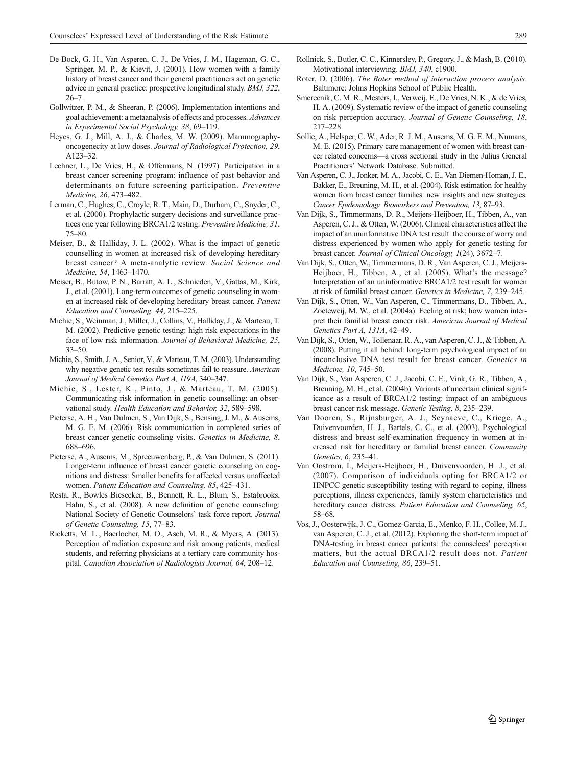De Bock, G. H., Van Asperen, C. J., De Vries, J. M., Hageman, G. C., Springer, M. P., & Kievit, J. (2001). How women with a family history of breast cancer and their general practitioners act on genetic advice in general practice: prospective longitudinal study. *BMJ, 322*, 26–7.

Gollwitzer, P. M., & Sheeran, P. (2006). Implementation intentions and goal achievement: a metaanalysis of effects and processes. *Advances in Experimental Social Psychology, 38*, 69–119.

Heyes, G. J., Mill, A. J., & Charles, M. W. (2009). Mammography-oncogenecity at low doses. *Journal of Radiological Protection, 29*, A123–32.

Lechner, L., De Vries, H., & Offermans, N. (1997). Participation in a breast cancer screening program: influence of past behavior and determinants on future screening participation. *Preventive Medicine, 26*, 473–482.

Lerman, C., Hughes, C., Croyle, R. T., Main, D., Durham, C., Snyder, C., et al. (2000). Prophylactic surgery decisions and surveillance practices one year following BRCA1/2 testing. *Preventive Medicine, 31*, 75–80.

Meiser, B., & Halliday, J. L. (2002). What is the impact of genetic counselling in women at increased risk of developing hereditary breast cancer? A meta-analytic review. *Social Science and Medicine, 54*, 1463–1470.

Meiser, B., Butow, P. N., Barratt, A. L., Schnieden, V., Gattas, M., Kirk, J., et al. (2001). Long-term outcomes of genetic counseling in women at increased risk of developing hereditary breast cancer. *Patient Education and Counseling, 44*, 215–225.

Michie, S., Weinman, J., Miller, J., Collins, V., Halliday, J., & Marteau, T. M. (2002). Predictive genetic testing: high risk expectations in the face of low risk information. *Journal of Behavioral Medicine, 25*, 33–50.

Michie, S., Smith, J. A., Senior, V., & Marteau, T. M. (2003). Understanding why negative genetic test results sometimes fail to reassure. *American Journal of Medical Genetics Part A, 119A*, 340–347.

Michie, S., Lester, K., Pinto, J., & Marteau, T. M. (2005). Communicating risk information in genetic counselling: an observational study. *Health Education and Behavior, 32*, 589–598.

Pieterse, A. H., Van Dulmen, S., Van Dijk, S., Bensing, J. M., & Ausems, M. G. E. M. (2006). Risk communication in completed series of breast cancer genetic counseling visits. *Genetics in Medicine, 8*, 688–696.

Pieterse, A., Ausems, M., Spreeuwenberg, P., & Van Dulmen, S. (2011). Longer-term influence of breast cancer genetic counseling on cognitions and distress: Smaller benefits for affected versus unaffected women. *Patient Education and Counseling, 85*, 425–431.

Resta, R., Bowles Biesecker, B., Bennett, R. L., Blum, S., Estabrooks, Hahn, S., et al. (2008). A new definition of genetic counseling: National Society of Genetic Counselors' task force report. *Journal of Genetic Counseling, 15*, 77–83.

Ricketts, M. L., Baerlocher, M. O., Asch, M. R., & Myers, A. (2013). Perception of radiation exposure and risk among patients, medical students, and referring physicians at a tertiary care community hospital. *Canadian Association of Radiologists Journal, 64*, 208–12.

Rollnick, S., Butler, C. C., Kinnersley, P., Gregory, J., & Mash, B. (2010). Motivational interviewing. *BMJ, 340*, c1900.

Roter, D. (2006). *The Roter method of interaction process analysis*. Baltimore: Johns Hopkins School of Public Health.

Smerecnik, C. M. R., Mesters, I., Verweij, E., De Vries, N. K., & de Vries, H. A. (2009). Systematic review of the impact of genetic counseling on risk perception accuracy. *Journal of Genetic Counseling, 18*, 217–228.

Sollie, A., Helsper, C. W., Ader, R. J. M., Ausems, M. G. E. M., Numans, M. E. (2015). Primary care management of women with breast cancer related concerns—a cross sectional study in the Julius General Practitioners' Network Database. Submitted.

Van Asperen, C. J., Jonker, M. A., Jacobi, C. E., Van Diemen-Homan, J. E., Bakker, E., Breuning, M. H., et al. (2004). Risk estimation for healthy women from breast cancer families: new insights and new strategies. *Cancer Epidemiology, Biomarkers and Prevention, 13*, 87–93.

Van Dijk, S., Timmermans, D. R., Meijers-Heijboer, H., Tibben, A., van Asperen, C. J., & Otten, W. (2006). Clinical characteristics affect the impact of an uninformative DNA test result: the course of worry and distress experienced by women who apply for genetic testing for breast cancer. *Journal of Clinical Oncology, 1*(24), 3672–7.

Van Dijk, S., Otten, W., Timmermans, D. R., Van Asperen, C. J., Meijers-Heijboer, H., Tibben, A., et al. (2005). What's the message? Interpretation of an uninformative BRCA1/2 test result for women at risk of familial breast cancer. *Genetics in Medicine, 7*, 239–245.

Van Dijk, S., Otten, W., Van Asperen, C., Timmermans, D., Tibben, A., Zoeteweij, M. W., et al. (2004a). Feeling at risk; how women interpret their familial breast cancer risk. *American Journal of Medical Genetics Part A, 131A*, 42–49.

Van Dijk, S., Otten, W., Tollenaar, R. A., van Asperen, C. J., & Tibben, A. (2008). Putting it all behind: long-term psychological impact of an inconclusive DNA test result for breast cancer. *Genetics in Medicine, 10*, 745–50.

Van Dijk, S., Van Asperen, C. J., Jacobi, C. E., Vink, G. R., Tibben, A., Breuning, M. H., et al. (2004b). Variants of uncertain clinical significance as a result of BRCA1/2 testing: impact of an ambiguous breast cancer risk message. *Genetic Testing, 8*, 235–239.

Van Dooren, S., Rijnsburger, A. J., Seynaeve, C., Kriege, A., Duivenvoorden, H. J., Bartels, C. C., et al. (2003). Psychological distress and breast self-examination frequency in women at increased risk for hereditary or familial breast cancer. *Community Genetics, 6*, 235–41.

Van Oostrom, I., Meijers-Heijboer, H., Duivenvoorden, H. J., et al. (2007). Comparison of individuals opting for BRCA1/2 or HNPCC genetic susceptibility testing with regard to coping, illness perceptions, illness experiences, family system characteristics and hereditary cancer distress. *Patient Education and Counseling, 65*, 58–68.

Vos, J., Oosterwijk, J. C., Gomez-Garcia, E., Menko, F. H., Collee, M. J., van Asperen, C. J., et al. (2012). Exploring the short-term impact of DNA-testing in breast cancer patients: the counselees' perception matters, but the actual BRCA1/2 result does not. *Patient Education and Counseling, 86*, 239–51.